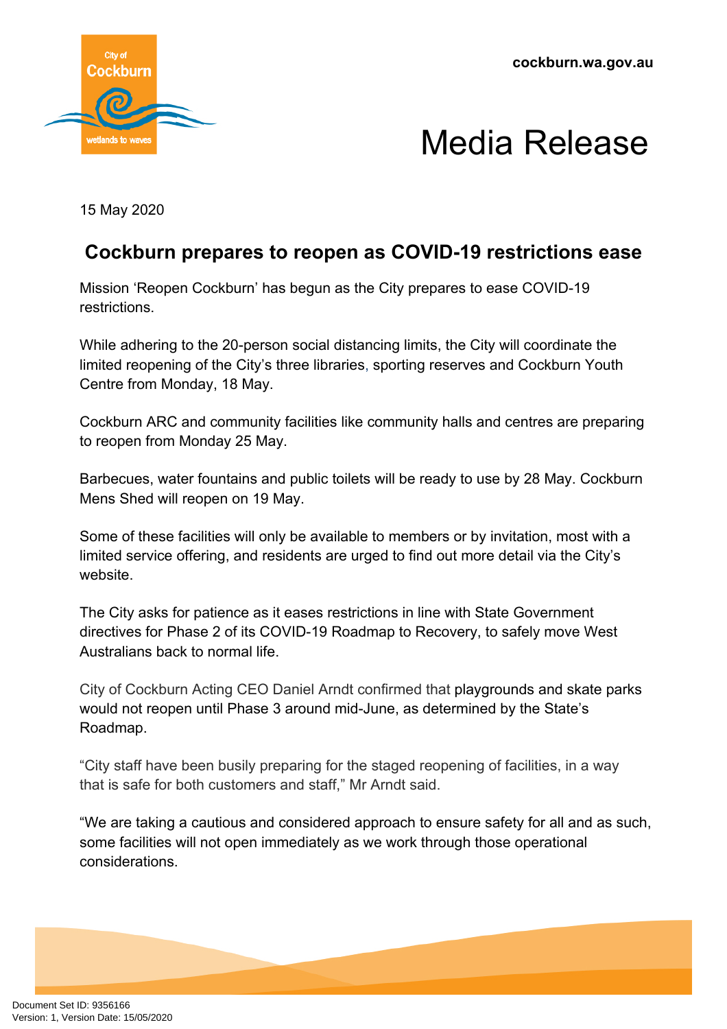cockburn.wa.gov.au

# Media Release

15 May 2020

## Cockburn prepares to reopen as COVID-19 restrictions ease

Mission 'Reopen Cockburn' has begun as the City prepares to ease COVID-19 restrictions.

While adhering to the 20-person social distancing limits, the City will coordinate the limited reopening of the City's three libraries, sporting reserves and Cockburn Youth Centre from Monday, 18 May.

Cockburn ARC and community facilities like community halls and centres are preparing to reopen from Monday 25 May.

Barbecues, water fountains and public toilets will be ready to use by 28 May. Cockburn Mens Shed will reopen on 19 May.

Some of these facilities will only be available to members or by invitation, most with a limited service offering, and residents are urged to find out more detail via the City's website.

The City asks for patience as it eases restrictions in line with State Government directives for Phase 2 of its COVID-19 Roadmap to Recovery, to safely move West Australians back to normal life.

City of Cockburn Acting CEO Daniel Arndt confirmed that playgrounds and skate parks would not reopen until Phase 3 around mid-June, as determined by the State's Roadmap.

"City staff have been busily preparing for the staged reopening of facilities, in a way that is safe for both customers and staff," Mr Arndt said.

"We are taking a cautious and considered approach to ensure safety for all and as such, some facilities will not open immediately as we work through those operational considerations.

Document Set ID: 9356166
Version: 1, Version Date: 15/05/2020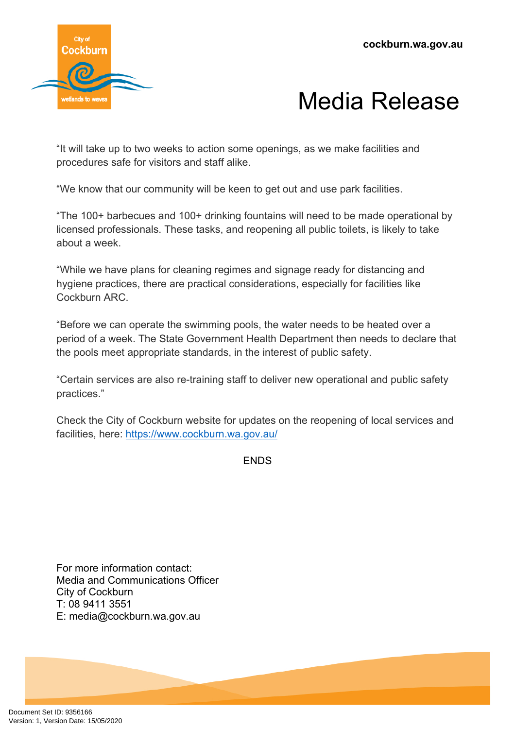# Media Release

“It will take up to two weeks to action some openings, as we make facilities and procedures safe for visitors and staff alike.

“We know that our community will be keen to get out and use park facilities.

“The 100+ barbecues and 100+ drinking fountains will need to be made operational by licensed professionals. These tasks, and reopening all public toilets, is likely to take about a week.

“While we have plans for cleaning regimes and signage ready for distancing and hygiene practices, there are practical considerations, especially for facilities like Cockburn ARC.

“Before we can operate the swimming pools, the water needs to be heated over a period of a week. The State Government Health Department then needs to declare that the pools meet appropriate standards, in the interest of public safety.

“Certain services are also re-training staff to deliver new operational and public safety practices.”

Check the City of Cockburn website for updates on the reopening of local services and facilities, here: [https://www.cockburn.wa.gov.au/](https://www.cockburn.wa.gov.au/)

ENDS

For more information contact:
Media and Communications Officer
City of Cockburn
T: 08 9411 3551
E: media@cockburn.wa.gov.au

Document Set ID: 9356166
Version: 1, Version Date: 15/05/2020